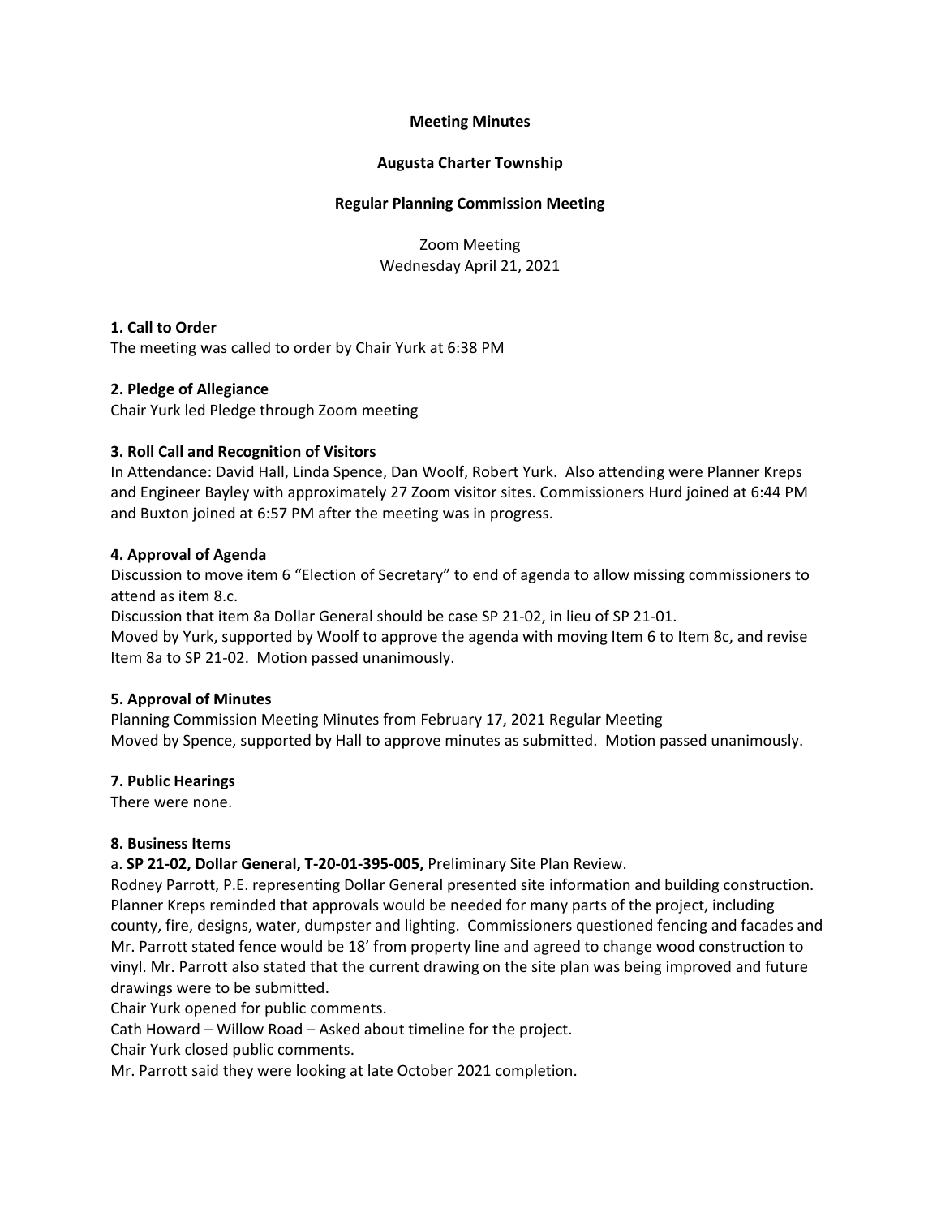**Meeting Minutes**

**Augusta Charter Township**

**Regular Planning Commission Meeting**

Zoom Meeting
Wednesday April 21, 2021

**1. Call to Order**

The meeting was called to order by Chair Yurk at 6:38 PM

**2. Pledge of Allegiance**

Chair Yurk led Pledge through Zoom meeting

**3. Roll Call and Recognition of Visitors**

In Attendance: David Hall, Linda Spence, Dan Woolf, Robert Yurk. Also attending were Planner Kreps and Engineer Bayley with approximately 27 Zoom visitor sites. Commissioners Hurd joined at 6:44 PM and Buxton joined at 6:57 PM after the meeting was in progress.

**4. Approval of Agenda**

Discussion to move item 6 "Election of Secretary" to end of agenda to allow missing commissioners to attend as item 8.c.

Discussion that item 8a Dollar General should be case SP 21-02, in lieu of SP 21-01.

Moved by Yurk, supported by Woolf to approve the agenda with moving Item 6 to Item 8c, and revise Item 8a to SP 21-02. Motion passed unanimously.

**5. Approval of Minutes**

Planning Commission Meeting Minutes from February 17, 2021 Regular Meeting

Moved by Spence, supported by Hall to approve minutes as submitted. Motion passed unanimously.

**7. Public Hearings**

There were none.

**8. Business Items**

a. **SP 21-02, Dollar General, T-20-01-395-005,** Preliminary Site Plan Review.

Rodney Parrott, P.E. representing Dollar General presented site information and building construction. Planner Kreps reminded that approvals would be needed for many parts of the project, including county, fire, designs, water, dumpster and lighting. Commissioners questioned fencing and facades and Mr. Parrott stated fence would be 18' from property line and agreed to change wood construction to vinyl. Mr. Parrott also stated that the current drawing on the site plan was being improved and future drawings were to be submitted.

Chair Yurk opened for public comments.

Cath Howard – Willow Road – Asked about timeline for the project.

Chair Yurk closed public comments.

Mr. Parrott said they were looking at late October 2021 completion.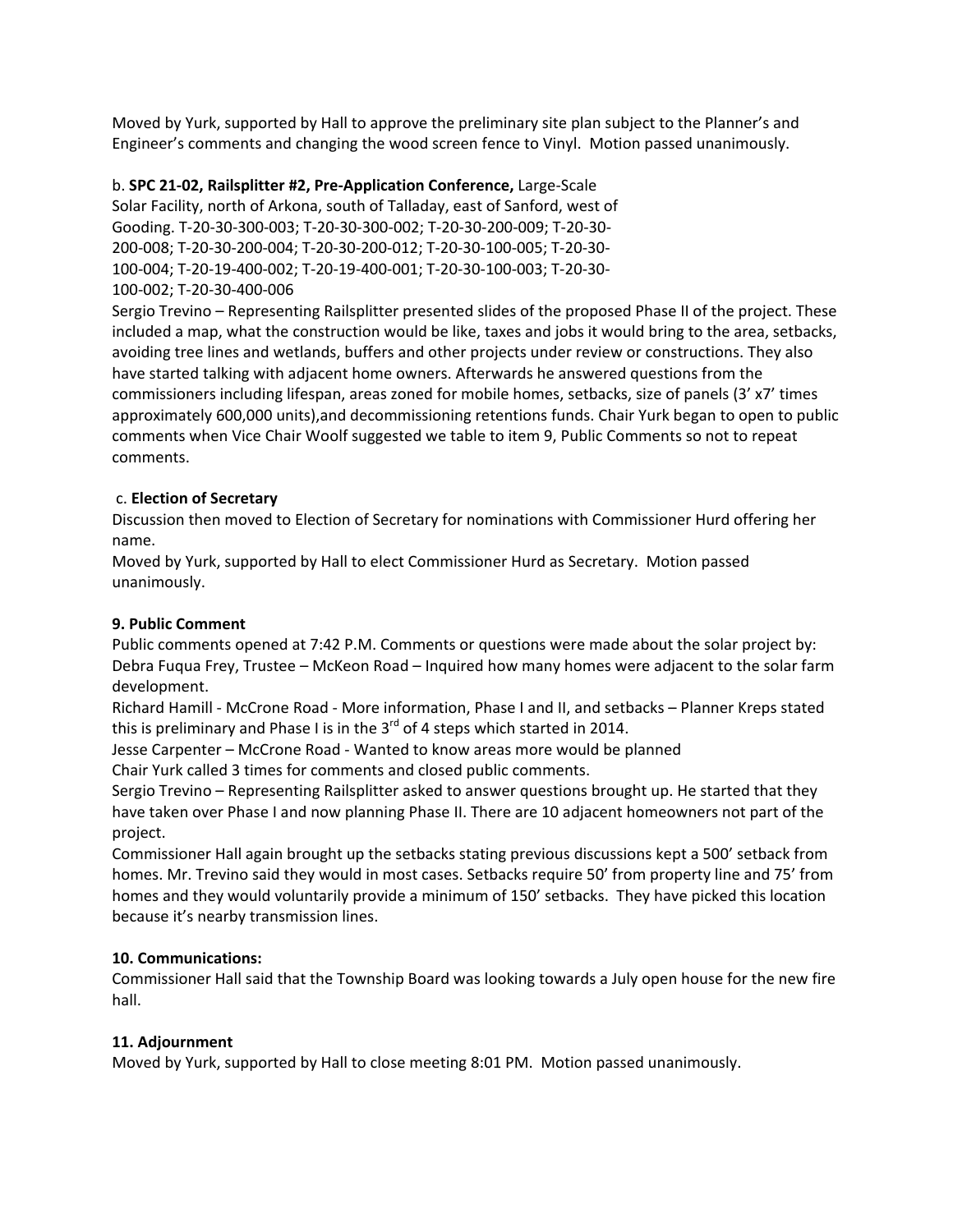Moved by Yurk, supported by Hall to approve the preliminary site plan subject to the Planner's and Engineer's comments and changing the wood screen fence to Vinyl. Motion passed unanimously.

b. **SPC 21-02, Railsplitter #2, Pre-Application Conference,** Large-Scale Solar Facility, north of Arkona, south of Talladay, east of Sanford, west of Gooding. T-20-30-300-003; T-20-30-300-002; T-20-30-200-009; T-20-30-200-008; T-20-30-200-004; T-20-30-200-012; T-20-30-100-005; T-20-30-100-004; T-20-19-400-002; T-20-19-400-001; T-20-30-100-003; T-20-30-100-002; T-20-30-400-006

Sergio Trevino – Representing Railsplitter presented slides of the proposed Phase II of the project. These included a map, what the construction would be like, taxes and jobs it would bring to the area, setbacks, avoiding tree lines and wetlands, buffers and other projects under review or constructions. They also have started talking with adjacent home owners. Afterwards he answered questions from the commissioners including lifespan, areas zoned for mobile homes, setbacks, size of panels (3' x7' times approximately 600,000 units),and decommissioning retentions funds. Chair Yurk began to open to public comments when Vice Chair Woolf suggested we table to item 9, Public Comments so not to repeat comments.

c. **Election of Secretary**

Discussion then moved to Election of Secretary for nominations with Commissioner Hurd offering her name.

Moved by Yurk, supported by Hall to elect Commissioner Hurd as Secretary. Motion passed unanimously.

**9. Public Comment**

Public comments opened at 7:42 P.M. Comments or questions were made about the solar project by:

Debra Fuqua Frey, Trustee – McKeon Road – Inquired how many homes were adjacent to the solar farm development.

Richard Hamill - McCrone Road - More information, Phase I and II, and setbacks – Planner Kreps stated this is preliminary and Phase I is in the 3rd of 4 steps which started in 2014.

Jesse Carpenter – McCrone Road - Wanted to know areas more would be planned

Chair Yurk called 3 times for comments and closed public comments.

Sergio Trevino – Representing Railsplitter asked to answer questions brought up. He started that they have taken over Phase I and now planning Phase II. There are 10 adjacent homeowners not part of the project.

Commissioner Hall again brought up the setbacks stating previous discussions kept a 500' setback from homes. Mr. Trevino said they would in most cases. Setbacks require 50' from property line and 75' from homes and they would voluntarily provide a minimum of 150' setbacks. They have picked this location because it's nearby transmission lines.

**10. Communications:**

Commissioner Hall said that the Township Board was looking towards a July open house for the new fire hall.

**11. Adjournment**

Moved by Yurk, supported by Hall to close meeting 8:01 PM. Motion passed unanimously.